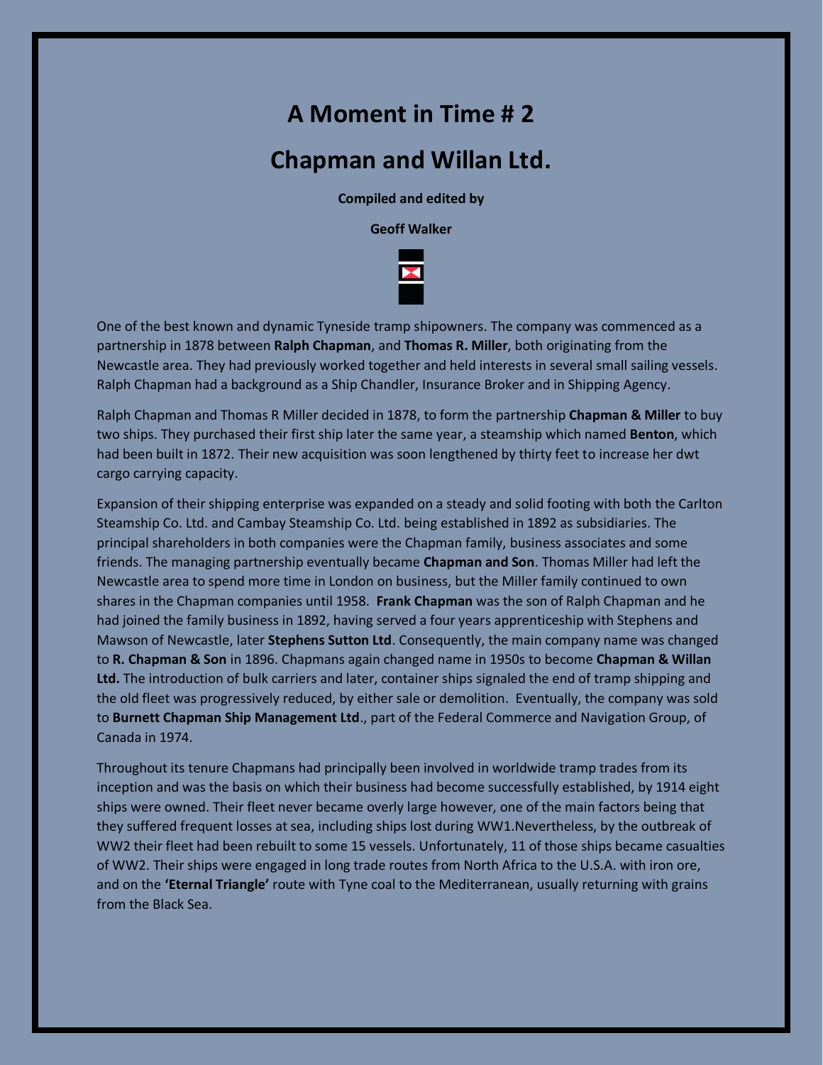# A Moment in Time # 2

# Chapman and Willan Ltd.

**Compiled and edited by**

**Geoff Walker**

One of the best known and dynamic Tyneside tramp shipowners. The company was commenced as a partnership in 1878 between **Ralph Chapman**, and **Thomas R. Miller**, both originating from the Newcastle area. They had previously worked together and held interests in several small sailing vessels. Ralph Chapman had a background as a Ship Chandler, Insurance Broker and in Shipping Agency.

Ralph Chapman and Thomas R Miller decided in 1878, to form the partnership **Chapman & Miller** to buy two ships. They purchased their first ship later the same year, a steamship which named **Benton**, which had been built in 1872. Their new acquisition was soon lengthened by thirty feet to increase her dwt cargo carrying capacity.

Expansion of their shipping enterprise was expanded on a steady and solid footing with both the Carlton Steamship Co. Ltd. and Cambay Steamship Co. Ltd. being established in 1892 as subsidiaries. The principal shareholders in both companies were the Chapman family, business associates and some friends. The managing partnership eventually became **Chapman and Son**. Thomas Miller had left the Newcastle area to spend more time in London on business, but the Miller family continued to own shares in the Chapman companies until 1958. **Frank Chapman** was the son of Ralph Chapman and he had joined the family business in 1892, having served a four years apprenticeship with Stephens and Mawson of Newcastle, later **Stephens Sutton Ltd**. Consequently, the main company name was changed to **R. Chapman & Son** in 1896. Chapmans again changed name in 1950s to become **Chapman & Willan Ltd.** The introduction of bulk carriers and later, container ships signaled the end of tramp shipping and the old fleet was progressively reduced, by either sale or demolition. Eventually, the company was sold to **Burnett Chapman Ship Management Ltd**., part of the Federal Commerce and Navigation Group, of Canada in 1974.

Throughout its tenure Chapmans had principally been involved in worldwide tramp trades from its inception and was the basis on which their business had become successfully established, by 1914 eight ships were owned. Their fleet never became overly large however, one of the main factors being that they suffered frequent losses at sea, including ships lost during WW1.Nevertheless, by the outbreak of WW2 their fleet had been rebuilt to some 15 vessels. Unfortunately, 11 of those ships became casualties of WW2. Their ships were engaged in long trade routes from North Africa to the U.S.A. with iron ore, and on the **'Eternal Triangle'** route with Tyne coal to the Mediterranean, usually returning with grains from the Black Sea.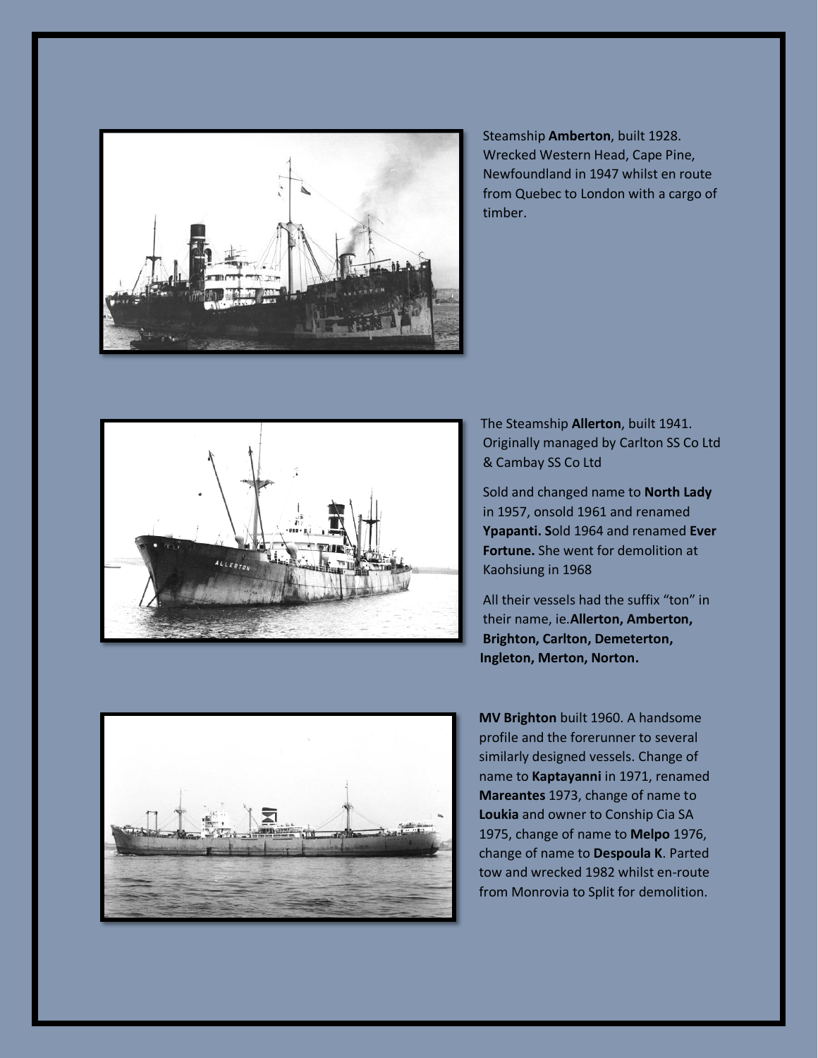Steamship **Amberton**, built 1928. Wrecked Western Head, Cape Pine, Newfoundland in 1947 whilst en route from Quebec to London with a cargo of timber.

The Steamship **Allerton**, built 1941. Originally managed by Carlton SS Co Ltd & Cambay SS Co Ltd

Sold and changed name to **North Lady** in 1957, onsold 1961 and renamed **Ypapanti. S**old 1964 and renamed **Ever Fortune.** She went for demolition at Kaohsiung in 1968

All their vessels had the suffix "ton" in their name, ie.**Allerton, Amberton, Brighton, Carlton, Demeterton, Ingleton, Merton, Norton.**

**MV Brighton** built 1960. A handsome profile and the forerunner to several similarly designed vessels. Change of name to **Kaptayanni** in 1971, renamed **Mareantes** 1973, change of name to **Loukia** and owner to Conship Cia SA 1975, change of name to **Melpo** 1976, change of name to **Despoula K**. Parted tow and wrecked 1982 whilst en-route from Monrovia to Split for demolition.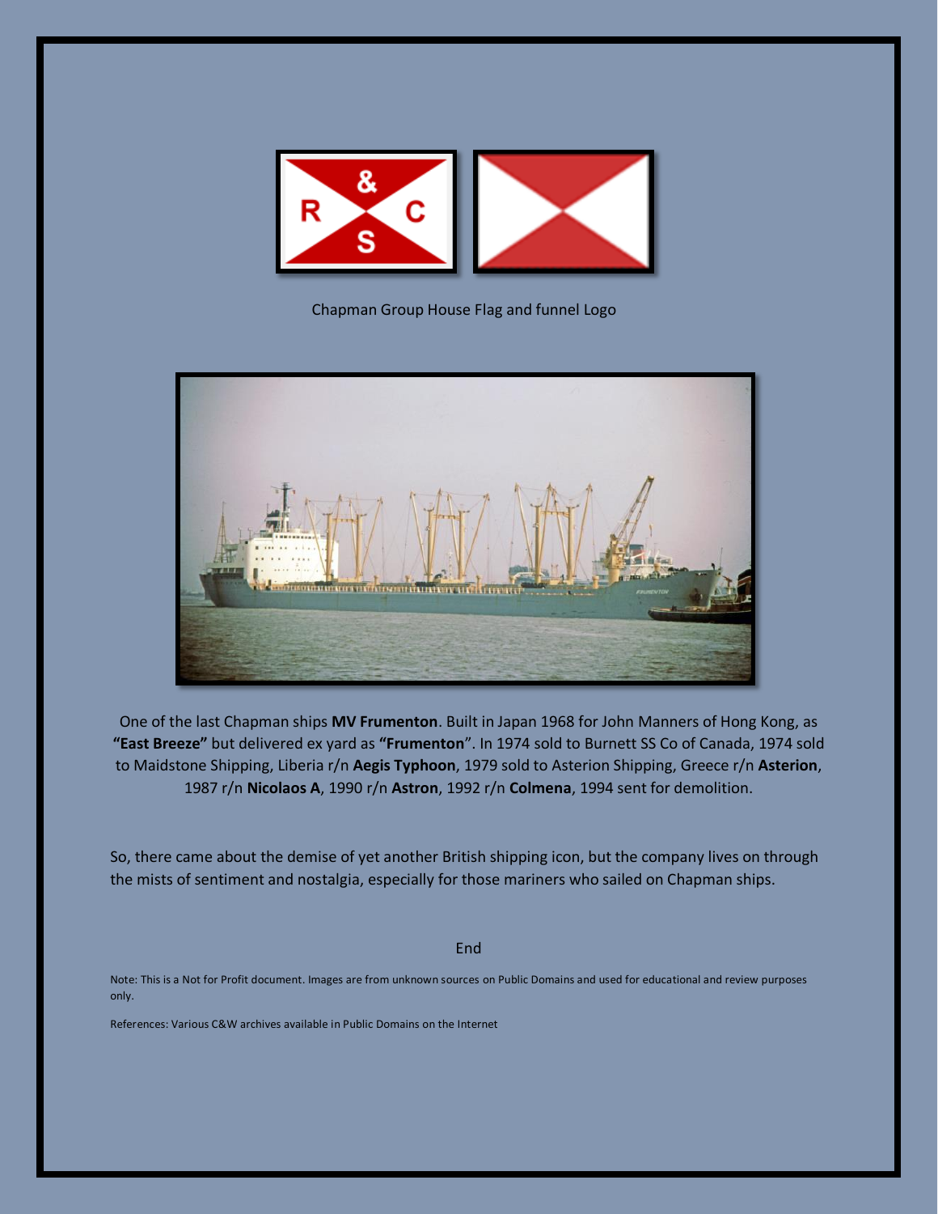Chapman Group House Flag and funnel Logo

One of the last Chapman ships **MV Frumenton**. Built in Japan 1968 for John Manners of Hong Kong, as **"East Breeze"** but delivered ex yard as **"Frumenton"**. In 1974 sold to Burnett SS Co of Canada, 1974 sold to Maidstone Shipping, Liberia r/n **Aegis Typhoon**, 1979 sold to Asterion Shipping, Greece r/n **Asterion**, 1987 r/n **Nicolaos A**, 1990 r/n **Astron**, 1992 r/n **Colmena**, 1994 sent for demolition.

So, there came about the demise of yet another British shipping icon, but the company lives on through the mists of sentiment and nostalgia, especially for those mariners who sailed on Chapman ships.

End

Note: This is a Not for Profit document. Images are from unknown sources on Public Domains and used for educational and review purposes only.

References: Various C&W archives available in Public Domains on the Internet